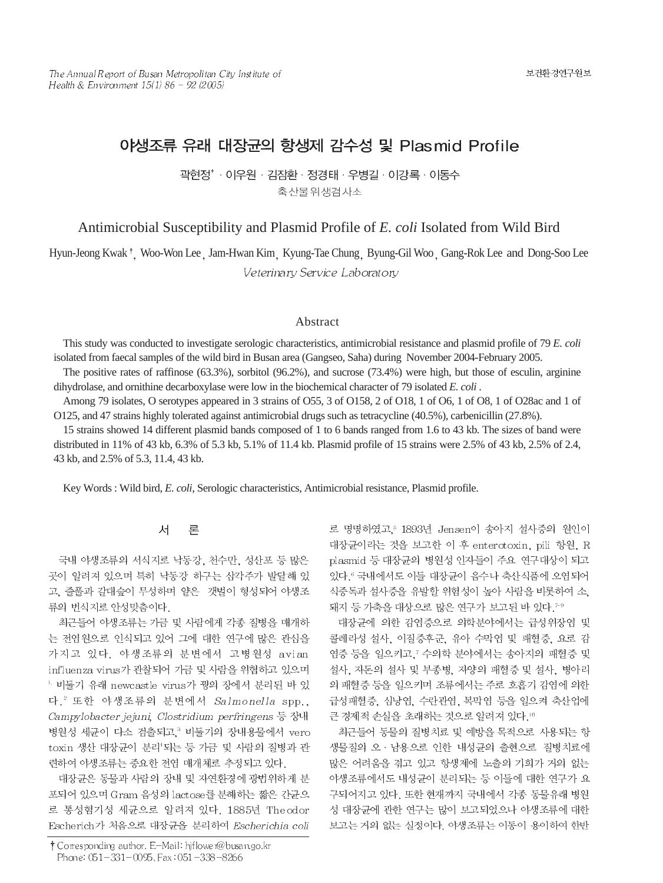# 야생조류 유래 대장균의 항생제 감수성 및 Plasmid Profile

곽현정† · 이우원 · 김잠환 · 정경태 · 우병길 · 이강록 · 이동수

축산물위생검사소

# Antimicrobial Susceptibility and Plasmid Profile of *E. coli* Isolated from Wild Bird

Hyun-Jeong Kwak †, Woo-Won Lee, Jam-Hwan Kim, Kyung-Tae Chung, Byung-Gil Woo, Gang-Rok Lee and Dong-Soo Lee

*Veterinary Service Laboratory*

## Abstract

This study was conducted to investigate serologic characteristics, antimicrobial resistance and plasmid profile of 79 *E. coli* isolated from faecal samples of the wild bird in Busan area (Gangseo, Saha) during November 2004-February 2005.

The positive rates of raffinose (63.3%), sorbitol (96.2%), and sucrose (73.4%) were high, but those of esculin, arginine dihydrolase, and ornithine decarboxylase were low in the biochemical character of 79 isolated *E. coli* .

Among 79 isolates, O serotypes appeared in 3 strains of O55, 3 of O158, 2 of O18, 1 of O6, 1 of O8, 1 of O28ac and 1 of O125, and 47 strains highly tolerated against antimicrobial drugs such as tetracycline (40.5%), carbenicillin (27.8%).

15 strains showed 14 different plasmid bands composed of 1 to 6 bands ranged from 1.6 to 43 kb. The sizes of band were distributed in 11% of 43 kb, 6.3% of 5.3 kb, 5.1% of 11.4 kb. Plasmid profile of 15 strains were 2.5% of 43 kb, 2.5% of 2.4, 43 kb, and 2.5% of 5.3, 11.4, 43 kb.

Key Words : Wild bird, *E. coli*, Serologic characteristics, Antimicrobial resistance, Plasmid profile.

## 서 론

국내 야생조류의 서식지로 낙동강, 천수만, 성산포 등 많은 곳이 알려져 있으며 특히 낙동강 하구는 삼각주가 발달해 있고, 졸풀과 갈대숲이 무성하며 얕은 갯벌이 형성되어 야생조류의 번식지로 안성맞춤이다.

최근들어 야생조류는 가금 및 사람에게 각종 질병을 매개하는 전염원으로 인식되고 있어 그에 대한 연구에 많은 관심을 가지고 있다. 야생조류의 분변에서 고병원성 avian influenza virus가 관찰되어 가금 및 사람을 위협하고 있으며[1], 비둘기 유래 newcastle virus가 꿩의 장에서 분리된 바 있다.[2] 또한 야생조류의 분변에서 *Salmonella* spp., *Campylobacter jejuni*, *Clostridium perfringens* 등 장내 병원성 세균이 다소 검출되고,[3] 비둘기의 장내용물에서 vero toxin 생산 대장균이 분리[4]되는 등 가금 및 사람의 질병과 관련하여 야생조류는 중요한 전염 매개체로 추정되고 있다.

대장균은 동물과 사람의 장내 및 자연환경에 광범위하게 분포되어 있으며 Gram 음성의 lactose를 분해하는 짧은 간균으로 통성혐기성 세균으로 알려져 있다. 1885년 Theodor Escherich가 처음으로 대장균을 분리하여 *Escherichia coli*로 명명하였고,[5] 1893년 Jensen이 송아지 설사증의 원인이 대장균이라는 것을 보고한 이 후 enterotoxin, pili 항원, R plasmid 등 대장균의 병원성 인자들이 주요 연구대상이 되고 있다.[6] 국내에서도 이들 대장균이 음수나 축산식품에 오염되어 식중독과 설사증을 유발할 위험성이 높아 사람을 비롯하여 소, 돼지 등 가축을 대상으로 많은 연구가 보고된 바 있다.[7-9]

대장균에 의한 감염증으로 의학분야에서는 급성위장염 및 콜레라성 설사, 이질증후군, 유아 수막염 및 패혈증, 요로 감염증 등을 일으키고,[7] 수의학 분야에서는 송아지의 패혈증 및 설사, 자돈의 설사 및 부종병, 자양의 패혈증 및 설사, 병아리의 패혈증 등을 일으키며 조류에서는 주로 호흡기 감염에 의한 급성패혈증, 심낭염, 수란관염, 복막염 등을 일으켜 축산업에 큰 경제적 손실을 초래하는 것으로 알려져 있다.[10]

최근들어 동물의 질병치료 및 예방을 목적으로 사용되는 항생물질의 오 · 남용으로 인한 내성균의 출현으로 질병치료에 많은 어려움을 겪고 있고 항생제에 노출의 기회가 거의 없는 야생조류에서도 내성균이 분리되는 등 이들에 대한 연구가 요구되어지고 있다. 또한 현재까지 국내에서 각종 동물유래 병원성 대장균에 관한 연구는 많이 보고되었으나 야생조류에 대한 보고는 거의 없는 실정이다. 야생조류는 이동이 용이하여 한반

† Corresponding author. E-Mail: hjflower@busan.go.kr
Phone: 051-331-0095, Fax : 051-338-8266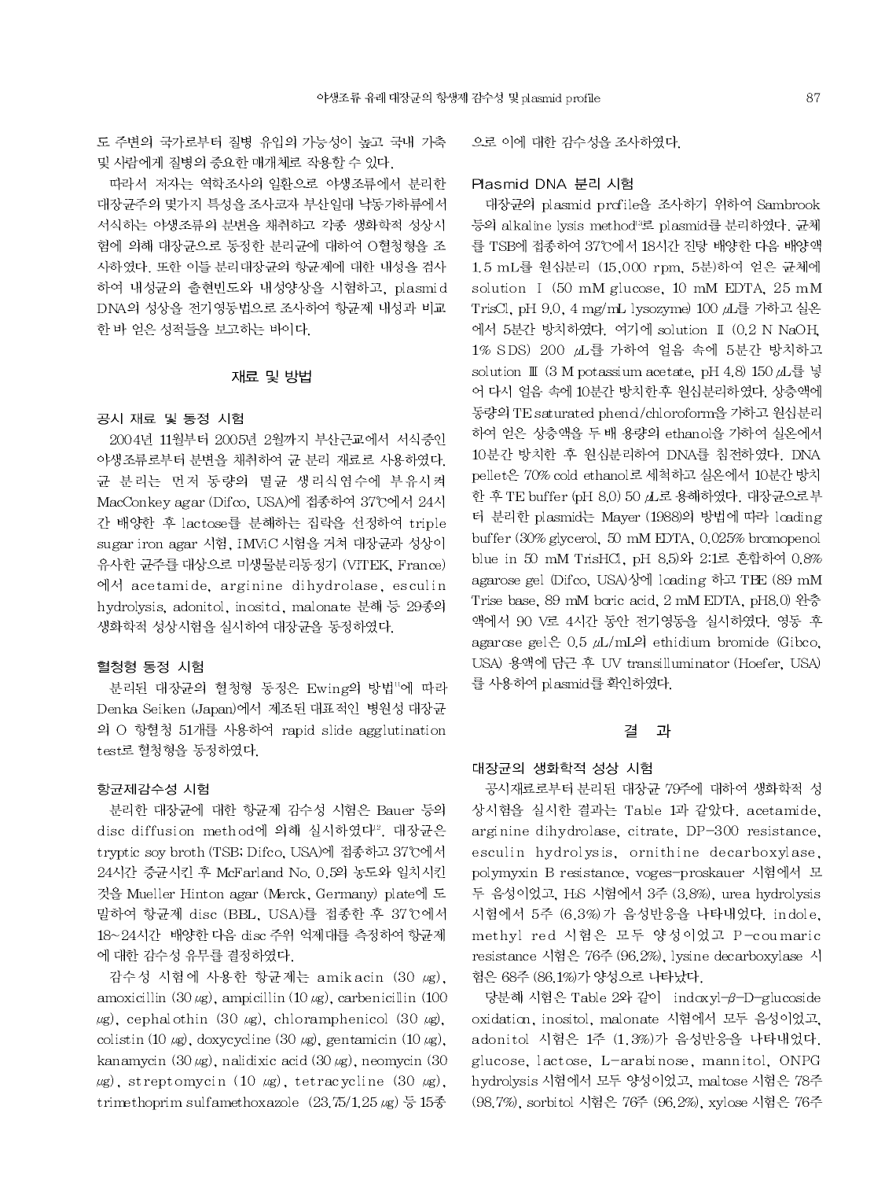도 주변의 국가로부터 질병 유입의 가능성이 높고 국내 가축 및 사람에게 질병의 중요한 매개체로 작용할 수 있다.

따라서 저자는 역학조사의 일환으로 야생조류에서 분리한 대장균주의 몇가지 특성을 조사코자 부산일대 낙동가하류에서 서식하는 야생조류의 분변을 채취하고 각종 생화학적 성상시험에 의해 대장균으로 동정한 분리균에 대하여 O혈청형을 조사하였다. 또한 이들 분리대장균의 항균제에 대한 내성을 검사하여 내성균의 출현빈도와 내성양상을 시험하고, plasmid DNA의 성상을 전기영동법으로 조사하여 항균제 내성과 비교한 바 얻은 성적들을 보고하는 바이다.

## 재료 및 방법

### 공시 재료 및 동정 시험

2004년 11월부터 2005년 2월까지 부산근교에서 서식중인 야생조류로부터 분변을 채취하여 균 분리 재료로 사용하였다. 균 분리는 먼저 동량의 멸균 생리식염수에 부유시켜 MacConkey agar (Difco, USA)에 접종하여 37℃에서 24시간 배양한 후 lactose를 분해하는 집락을 선정하여 triple sugar iron agar 시험, IMViC 시험을 거쳐 대장균과 성상이 유사한 균주를 대상으로 미생물분리동정기 (VITEK, France)에서 acetamide, arginine dihydrolase, esculin hydrolysis, adonitol, inositol, malonate 분해 등 29종의 생화학적 성상시험을 실시하여 대장균을 동정하였다.

### 혈청형 동정 시험

분리된 대장균의 혈청형 동정은 Ewing의 방법[11]에 따라 Denka Seiken (Japan)에서 제조된 대표적인 병원성 대장균의 O 항혈청 51개를 사용하여 rapid slide agglutination test로 혈청형을 동정하였다.

### 항균제감수성 시험

분리한 대장균에 대한 항균제 감수성 시험은 Bauer 등의 disc diffusion method에 의해 실시하였다[12]. 대장균은 tryptic soy broth (TSB; Difco, USA)에 접종하고 37℃에서 24시간 증균시킨 후 McFarland No. 0.5의 농도와 일치시킨 것을 Mueller Hinton agar (Merck, Germany) plate에 도말하여 항균제 disc (BBL, USA)를 접종한 후 37℃에서 18~24시간 배양한 다음 disc 주위 억제대를 측정하여 항균제에 대한 감수성 유무를 결정하였다.

감수성 시험에 사용한 항균제는 amikacin (30 ㎍), amoxicillin (30 ㎍), ampicillin (10 ㎍), carbenicillin (100 ㎍), cephalothin (30 ㎍), chloramphenicol (30 ㎍), colistin (10 ㎍), doxycycline (30 ㎍), gentamicin (10 ㎍), kanamycin (30 ㎍), nalidixic acid (30 ㎍), neomycin (30 ㎍), streptomycin (10 ㎍), tetracycline (30 ㎍), trimethoprim sulfamethoxazole (23.75/1.25 ㎍) 등 15종으로 이에 대한 감수성을 조사하였다.

### Plasmid DNA 분리 시험

대장균의 plasmid profile을 조사하기 위하여 Sambrook 등의 alkaline lysis method[13]로 plasmid를 분리하였다. 균체를 TSB에 접종하여 37℃에서 18시간 진탕 배양한 다음 배양액 1.5 mL를 원심분리 (15,000 rpm, 5분)하여 얻은 균체에 solution Ⅰ (50 mM glucose, 10 mM EDTA, 25 mM TrisCl, pH 9.0, 4 mg/mL lysozyme) 100 ㎕를 가하고 실온에서 5분간 방치하였다. 여기에 solution Ⅱ (0.2 N NaOH, 1% SDS) 200 ㎕를 가하여 얼음 속에 5분간 방치하고 solution Ⅲ (3 M potassium acetate, pH 4.8) 150 ㎕를 넣어 다시 얼음 속에 10분간 방치한후 원심분리하였다. 상층액에 동량의 TE saturated phenol/chloroform을 가하고 원심분리하여 얻은 상층액을 두 배 용량의 ethanol을 가하여 실온에서 10분간 방치한 후 원심분리하여 DNA를 침전하였다. DNA pellet은 70% cold ethanol로 세척하고 실온에서 10분간 방치한 후 TE buffer (pH 8.0) 50 ㎕로 용해하였다. 대장균으로부터 분리한 plasmid는 Mayer (1988)의 방법에 따라 loading buffer (30% glycerol, 50 mM EDTA, 0.025% bromopenol blue in 50 mM TrisHCl, pH 8.5)와 2:1로 혼합하여 0.8% agarose gel (Difco, USA)상에 loading 하고 TBE (89 mM Trise base, 89 mM boric acid, 2 mM EDTA, pH8.0) 완충액에서 90 V로 4시간 동안 전기영동을 실시하였다. 영동 후 agarose gel은 0.5 ㎕/mL의 ethidium bromide (Gibco, USA) 용액에 담근 후 UV transilluminator (Hoefer, USA)를 사용하여 plasmid를 확인하였다.

## 결 과

### 대장균의 생화학적 성상 시험

공시재료로부터 분리된 대장균 79주에 대하여 생화학적 성상시험을 실시한 결과는 Table 1과 같았다. acetamide, arginine dihydrolase, citrate, DP-300 resistance, esculin hydrolysis, ornithine decarboxylase, polymyxin B resistance, voges-proskauer 시험에서 모두 음성이었고, $H_2S$ 시험에서 3주 (3.8%), urea hydrolysis 시험에서 5주 (6.3%)가 음성반응을 나타내었다. indole, methyl red 시험은 모두 양성이었고 P-coumaric resistance 시험은 76주 (96.2%), lysine decarboxylase 시험은 68주 (86.1%)가 양성으로 나타났다.

당분해 시험은 Table 2와 같이 indoxyl-β-D-glucoside oxidation, inositol, malonate 시험에서 모두 음성이었고, adonitol 시험은 1주 (1.3%)가 음성반응을 나타내었다. glucose, lactose, L-arabinose, mannitol, ONPG hydrolysis 시험에서 모두 양성이었고, maltose 시험은 78주 (98.7%), sorbitol 시험은 76주 (96.2%), xylose 시험은 76주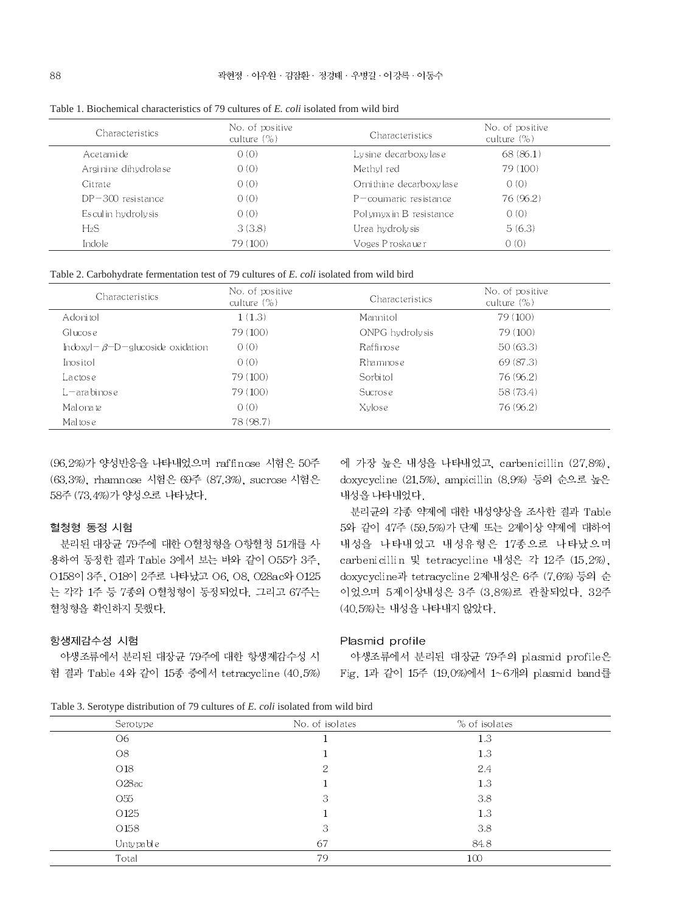Table 1. Biochemical characteristics of 79 cultures of *E. coli* isolated from wild bird

| Characteristics | No. of positive culture (%) | Characteristics | No. of positive culture (%) |
|---|---|---|---|
| Acetamide | 0 (0) | Lysine decarboxylase | 68 (86.1) |
| Arginine dihydrolase | 0 (0) | Methyl red | 79 (100) |
| Citrate | 0 (0) | Ornithine decarboxylase | 0 (0) |
| DP−300 resistance | 0 (0) | P−coumaric resistance | 76 (96.2) |
| Esculin hydrolysis | 0 (0) | Polymyxin B resistance | 0 (0) |
| $H_2S$ | 3 (3.8) | Urea hydrolysis | 5 (6.3) |
| Indole | 79 (100) | Voges Proskauer | 0 (0) |

Table 2. Carbohydrate fermentation test of 79 cultures of *E. coli* isolated from wild bird

| Characteristics | No. of positive culture (%) | Characteristics | No. of positive culture (%) |
|---|---|---|---|
| Adonitol | 1 (1.3) | Mannitol | 79 (100) |
| Glucose | 79 (100) | ONPG hydrolysis | 79 (100) |
| Indoxyl−$\beta$−D−glucoside oxidation | 0 (0) | Raffinose | 50 (63.3) |
| Inositol | 0 (0) | Rhamnose | 69 (87.3) |
| Lactose | 79 (100) | Sorbitol | 76 (96.2) |
| L−arabinose | 79 (100) | Sucrose | 58 (73.4) |
| Malonate | 0 (0) | Xylose | 76 (96.2) |
| Maltose | 78 (98.7) | | |

(96.2%)가 양성반응을 나타내었으며 raffinose 시험은 50주 (63.3%), rhamnose 시험은 69주 (87.3%), sucrose 시험은 58주 (73.4%)가 양성으로 나타났다.

### 혈청형 동정 시험

분리된 대장균 79주에 대한 O혈청형을 O항혈청 51개를 사용하여 동정한 결과 Table 3에서 보는 바와 같이 O55가 3주, O158이 3주, O18이 2주로 나타났고 O6, O8, O28ac와 O125는 각각 1주 등 7종의 O혈청형이 동정되었다. 그리고 67주는 혈청형을 확인하지 못했다.

### 항생제감수성 시험

야생조류에서 분리된 대장균 79주에 대한 항생제감수성 시험 결과 Table 4와 같이 15종 중에서 tetracycline (40.5%)에 가장 높은 내성을 나타내었고, carbenicillin (27.8%), doxycycline (21.5%), ampicillin (8.9%) 등의 순으로 높은 내성을 나타내었다.

분리균의 각종 약제에 대한 내성양상을 조사한 결과 Table 5와 같이 47주 (59.5%)가 단제 또는 2제이상 약제에 대하여 내성을 나타내었고 내성유형은 17종으로 나타났으며 carbenicillin 및 tetracycline 내성은 각 12주 (15.2%), doxycycline과 tetracycline 2제내성은 6주 (7.6%) 등의 순이었으며 5제이상내성은 3주 (3.8%)로 관찰되었다. 32주 (40.5%)는 내성을 나타내지 않았다.

### Plasmid profile

야생조류에서 분리된 대장균 79주의 plasmid profile은 Fig. 1과 같이 15주 (19.0%)에서 1~6개의 plasmid band를

Table 3. Serotype distribution of 79 cultures of *E. coli* isolated from wild bird

| Serotype | No. of isolates | % of isolates |
|---|---|---|
| O6 | 1 | 1.3 |
| O8 | 1 | 1.3 |
| O18 | 2 | 2.4 |
| O28ac | 1 | 1.3 |
| O55 | 3 | 3.8 |
| O125 | 1 | 1.3 |
| O158 | 3 | 3.8 |
| Untypable | 67 | 84.8 |
| Total | 79 | 100 |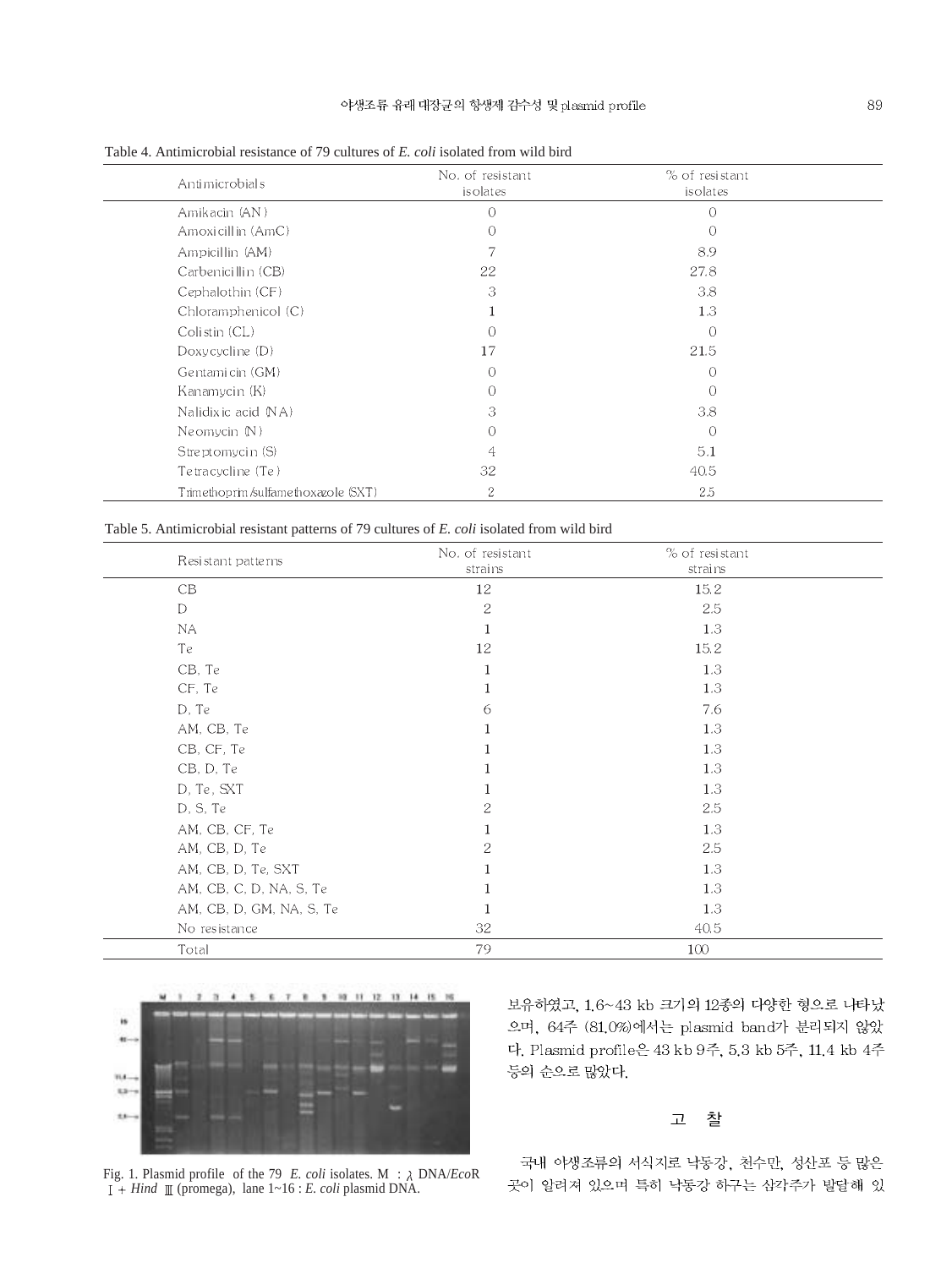Table 4. Antimicrobial resistance of 79 cultures of *E. coli* isolated from wild bird

| Antimicrobials | No. of resistant isolates | % of resistant isolates |
|---|---|---|
| Amikacin (AN) | 0 | 0 |
| Amoxicillin (AmC) | 0 | 0 |
| Ampicillin (AM) | 7 | 8.9 |
| Carbenicillin (CB) | 22 | 27.8 |
| Cephalothin (CF) | 3 | 3.8 |
| Chloramphenicol (C) | 1 | 1.3 |
| Colistin (CL) | 0 | 0 |
| Doxycycline (D) | 17 | 21.5 |
| Gentamicin (GM) | 0 | 0 |
| Kanamycin (K) | 0 | 0 |
| Nalidixic acid (NA) | 3 | 3.8 |
| Neomycin (N) | 0 | 0 |
| Streptomycin (S) | 4 | 5.1 |
| Tetracycline (Te) | 32 | 40.5 |
| Trimethoprim/sulfamethoxazole (SXT) | 2 | 2.5 |

Table 5. Antimicrobial resistant patterns of 79 cultures of *E. coli* isolated from wild bird

| Resistant patterns | No. of resistant strains | % of resistant strains |
|---|---|---|
| CB | 12 | 15.2 |
| D | 2 | 2.5 |
| NA | 1 | 1.3 |
| Te | 12 | 15.2 |
| CB, Te | 1 | 1.3 |
| CF, Te | 1 | 1.3 |
| D, Te | 6 | 7.6 |
| AM, CB, Te | 1 | 1.3 |
| CB, CF, Te | 1 | 1.3 |
| CB, D, Te | 1 | 1.3 |
| D, Te, SXT | 1 | 1.3 |
| D, S, Te | 2 | 2.5 |
| AM, CB, CF, Te | 1 | 1.3 |
| AM, CB, D, Te | 2 | 2.5 |
| AM, CB, D, Te, SXT | 1 | 1.3 |
| AM, CB, C, D, NA, S, Te | 1 | 1.3 |
| AM, CB, D, GM, NA, S, Te | 1 | 1.3 |
| No resistance | 32 | 40.5 |
| Total | 79 | 100 |

Fig. 1. Plasmid profile of the 79 *E. coli* isolates. M : λ DNA/*Eco*R I + *Hind* Ⅲ (promega), lane 1~16 : *E. coli* plasmid DNA.

보유하였고, 1.6~43 kb 크기의 12종의 다양한 형으로 나타났으며, 64주 (81.0%)에서는 plasmid band가 분리되지 않았다. Plasmid profile은 43 kb 9주, 5.3 kb 5주, 11.4 kb 4주 등의 순으로 많았다.

## 고 찰

국내 야생조류의 서식지로 낙동강, 천수만, 성산포 등 많은 곳이 알려져 있으며 특히 낙동강 하구는 삼각주가 발달해 있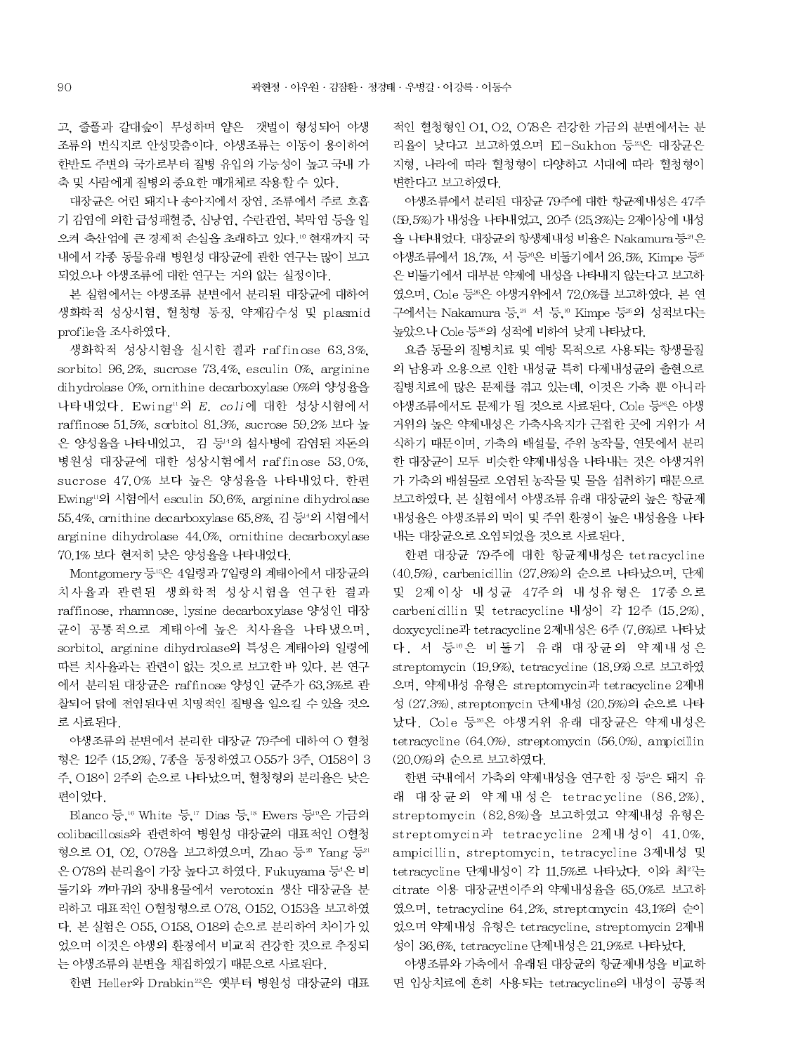고, 졸풀과 갈대숲이 무성하며 얕은 갯벌이 형성되어 야생조류의 번식지로 안성맞춤이다. 야생조류는 이동이 용이하여 한반도 주변의 국가로부터 질병 유입의 가능성이 높고 국내 가축 및 사람에게 질병의 중요한 매개체로 작용할 수 있다.

대장균은 어린 돼지나 송아지에서 장염, 조류에서 주로 호흡기 감염에 의한 급성패혈증, 심낭염, 수란관염, 복막염 등을 일으켜 축산업에 큰 경제적 손실을 초래하고 있다.[10] 현재까지 국내에서 각종 동물유래 병원성 대장균에 관한 연구는 많이 보고되었으나 야생조류에 대한 연구는 거의 없는 실정이다.

본 실험에서는 야생조류 분변에서 분리된 대장균에 대하여 생화학적 성상시험, 혈청형 동정, 약제감수성 및 plasmid profile을 조사하였다.

생화학적 성상시험을 실시한 결과 raffinose 63.3%, sorbitol 96.2%, sucrose 73.4%, esculin 0%, arginine dihydrolase 0%, ornithine decarboxylase 0%의 양성율을 나타내었다. Ewing[11]의 *E. coli*에 대한 성상시험에서 raffinose 51.5%, sorbitol 81.3%, sucrose 59.2% 보다 높은 양성율을 나타내었고, 김 등[14]의 설사병에 감염된 자돈의 병원성 대장균에 대한 성상시험에서 raffinose 53.0%, sucrose 47.0% 보다 높은 양성율을 나타내었다. 한편 Ewing[11]의 시험에서 esculin 50.6%, arginine dihydrolase 55.4%, ornithine decarboxylase 65.8%, 김 등[14]의 시험에서 arginine dihydrolase 44.0%, ornithine decarboxylase 70.1% 보다 현저히 낮은 양성율을 나타내었다.

Montgomery 등[15]은 4일령과 7일령의 계태아에서 대장균의 치사율과 관련된 생화학적 성상시험을 연구한 결과 raffinose, rhamnose, lysine decarboxylase 양성인 대장균이 공통적으로 계태아에 높은 치사율을 나타냈으며, sorbitol, arginine dihydrolase의 특성은 계태아의 일령에 따른 치사율과는 관련이 없는 것으로 보고한 바 있다. 본 연구에서 분리된 대장균은 raffinose 양성인 균주가 63.3%로 관찰되어 닭에 전염된다면 치명적인 질병을 일으킬 수 있을 것으로 사료된다.

야생조류의 분변에서 분리한 대장균 79주에 대하여 O 혈청형은 12주 (15.2%), 7종을 동정하였고 O55가 3주, O158이 3주, O18이 2주의 순으로 나타났으며, 혈청형의 분리율은 낮은 편이었다.

Blanco 등,[16] White 등,[17] Dias 등,[18] Ewers 등[19]은 가금의 colibacillosis와 관련하여 병원성 대장균의 대표적인 O혈청형으로 O1, O2, O78을 보고하였으며, Zhao 등[20] Yang 등[21]은 O78의 분리율이 가장 높다고 하였다. Fukuyama 등[4]은 비둘기와 까마귀의 장내용물에서 verotoxin 생산 대장균을 분리하고 대표적인 O혈청형으로 O78, O152, O153을 보고하였다. 본 실험은 O55, O158, O18의 순으로 분리하여 차이가 있었으며 이것은 야생의 환경에서 비교적 건강한 것으로 추정되는 야생조류의 분변을 채집하였기 때문으로 사료된다.

한편 Heller와 Drabkin[22]은 옛부터 병원성 대장균의 대표적인 혈청형인 O1, O2, O78은 건강한 가금의 분변에서는 분리율이 낮다고 보고하였으며 El-Sukhon 등[23]은 대장균은 지형, 나라에 따라 혈청형이 다양하고 시대에 따라 혈청형이 변한다고 보고하였다.

야생조류에서 분리된 대장균 79주에 대한 항균제내성은 47주 (59.5%)가 내성을 나타내었고, 20주 (25.3%)는 2제이상에 내성을 나타내었다. 대장균의 항생제내성 비율은 Nakamura 등[24]은 야생조류에서 18.7%, 서 등[10]은 비둘기에서 26.5%, Kimpe 등[25]은 비둘기에서 대부분 약제에 내성을 나타내지 않는다고 보고하였으며, Cole 등[26]은 야생거위에서 72.0%를 보고하였다. 본 연구에서는 Nakamura 등,[24] 서 등,[10] Kimpe 등[25]의 성적보다는 높았으나 Cole 등[26]의 성적에 비하여 낮게 나타났다.

요즘 동물의 질병치료 및 예방 목적으로 사용되는 항생물질의 남용과 오용으로 인한 내성균 특히 다제내성균의 출현으로 질병치료에 많은 문제를 겪고 있는데, 이것은 가축 뿐 아니라 야생조류에서도 문제가 될 것으로 사료된다. Cole 등[26]은 야생거위의 높은 약제내성은 가축사육지가 근접한 곳에 거위가 서식하기 때문이며, 가축의 배설물, 주위 농작물, 연못에서 분리한 대장균이 모두 비슷한 약제내성을 나타내는 것은 야생거위가 가축의 배설물로 오염된 농작물 및 물을 섭취하기 때문으로 보고하였다. 본 실험에서 야생조류 유래 대장균의 높은 항균제내성율은 야생조류의 먹이 및 주위 환경이 높은 내성율을 나타내는 대장균으로 오염되었을 것으로 사료된다.

한편 대장균 79주에 대한 항균제내성은 tetracycline (40.5%), carbenicillin (27.8%)의 순으로 나타났으며, 단제 및 2제이상 내성균 47주의 내성유형은 17종으로 carbenicillin 및 tetracycline 내성이 각 12주 (15.2%), doxycycline과 tetracycline 2제내성은 6주 (7.6%)로 나타났다. 서 등[10]은 비둘기 유래 대장균의 약제내성은 streptomycin (19.9%), tetracycline (18.9%)으로 보고하였으며, 약제내성 유형은 streptomycin과 tetracycline 2제내성 (27.3%), streptomycin 단제내성 (20.5%)의 순으로 나타났다. Cole 등[26]은 야생거위 유래 대장균은 약제내성은 tetracycline (64.0%), streptomycin (56.0%), ampicillin (20.0%)의 순으로 보고하였다.

한편 국내에서 가축의 약제내성을 연구한 정 등[9]은 돼지 유래 대장균의 약제내성은 tetracycline (86.2%), streptomycin (82.8%)을 보고하였고 약제내성 유형은 streptomycin과 tetracycline 2제내성이 41.0%, ampicillin, streptomycin, tetracycline 3제내성 및 tetracycline 단제내성이 각 11.5%로 나타났다. 이와 최[27]는 citrate 이용 대장균변이주의 약제내성율을 65.0%로 보고하였으며, tetracycline 64.2%, streptomycin 43.1%의 순이었으며 약제내성 유형은 tetracycline, streptomycin 2제내성이 36.6%, tetracycline 단제내성이 21.9%로 나타났다.

야생조류와 가축에서 유래된 대장균의 항균제내성을 비교하면 임상치료에 흔히 사용되는 tetracycline의 내성이 공통적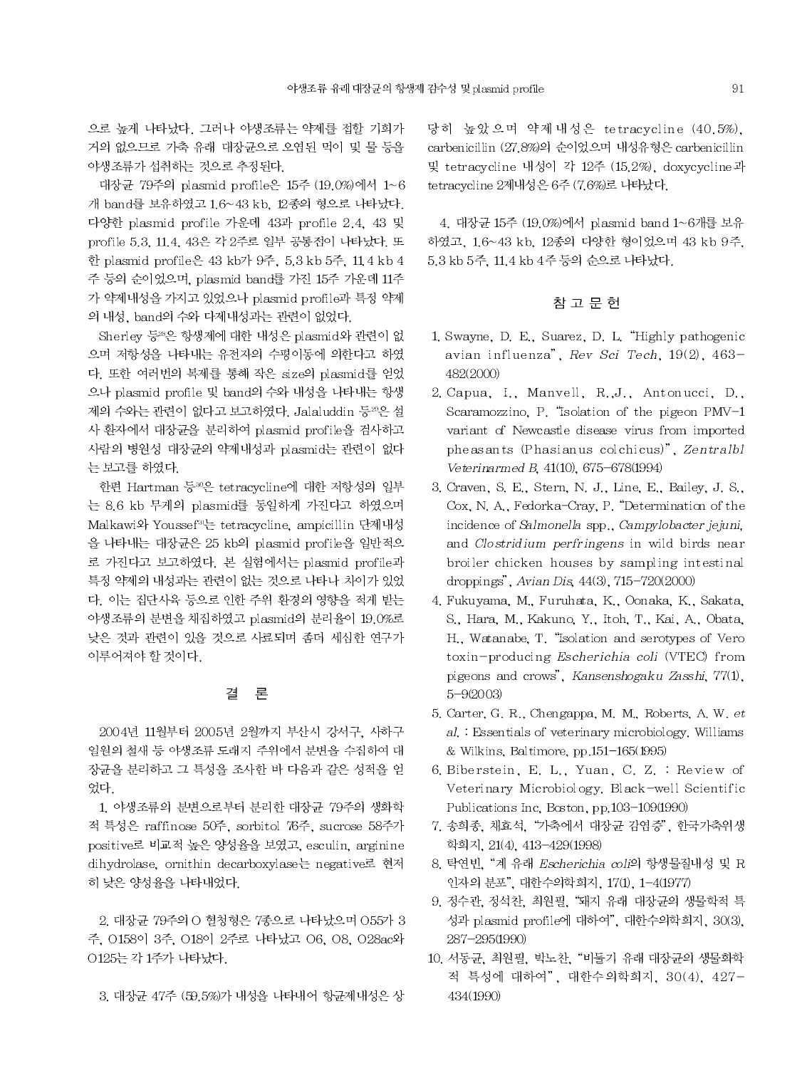으로 높게 나타났다. 그러나 야생조류는 약제를 접할 기회가 거의 없으므로 가축 유래 대장균으로 오염된 먹이 및 물 등을 야생조류가 섭취하는 것으로 추정된다.

대장균 79주의 plasmid profile은 15주 (19.0%)에서 1~6개 band를 보유하였고 1.6~43 kb, 12종의 형으로 나타났다. 다양한 plasmid profile 가운데 43과 profile 2.4, 43 및 profile 5.3, 11.4, 43은 각 2주로 일부 공통점이 나타났다. 또한 plasmid profile은 43 kb가 9주, 5.3 kb 5주, 11.4 kb 4주 등의 순이었으며, plasmid band를 가진 15주 가운데 11주가 약제내성을 가지고 있었으나 plasmid profile과 특정 약제의 내성, band의 수와 다제내성과는 관련이 없었다.

Sherley 등[28]은 항생제에 대한 내성은 plasmid와 관련이 없으며 저항성을 나타내는 유전자의 수평이동에 의한다고 하였다. 또한 여러번의 복제를 통해 작은 size의 plasmid를 얻었으나 plasmid profile 및 band의 수와 내성을 나타내는 항생제의 수와는 관련이 없다고 보고하였다. Jalaluddin 등[29]은 설사 환자에서 대장균을 분리하여 plasmid profile을 검사하고 사람의 병원성 대장균의 약제내성과 plasmid는 관련이 없다는 보고를 하였다.

한편 Hartman 등[30]은 tetracycline에 대한 저항성의 일부는 8.6 kb 무게의 plasmid를 동일하게 가진다고 하였으며 Malkawi와 Youssef[31]는 tetracycline, ampicillin 단제내성을 나타내는 대장균은 25 kb의 plasmid profile을 일반적으로 가진다고 보고하였다. 본 실험에서는 plasmid profile과 특정 약제의 내성과는 관련이 없는 것으로 나타나 차이가 있었다. 이는 집단사육 등으로 인한 주위 환경의 영향을 적게 받는 야생조류의 분변을 채집하였고 plasmid의 분리율이 19.0%로 낮은 것과 관련이 있을 것으로 사료되며 좀더 세심한 연구가 이루어져야 할 것이다.

## 결 론

2004년 11월부터 2005년 2월까지 부산시 강서구, 사하구 일원의 철새 등 야생조류 도래지 주위에서 분변을 수집하여 대장균을 분리하고 그 특성을 조사한 바 다음과 같은 성적을 얻었다.

1. 야생조류의 분변으로부터 분리한 대장균 79주의 생화학적 특성은 raffinose 50주, sorbitol 76주, sucrose 58주가 positive로 비교적 높은 양성율을 보였고, esculin, arginine dihydrolase, ornithin decarboxylase는 negative로 현저히 낮은 양성율을 나타내었다.

2. 대장균 79주의 O 혈청형은 7종으로 나타났으며 O55가 3주, O158이 3주, O18이 2주로 나타났고 O6, O8, O28ac와 O125는 각 1주가 나타났다.

3. 대장균 47주 (59.5%)가 내성을 나타내어 항균제내성은 상당히 높았으며 약제내성은 tetracycline (40.5%), carbenicillin (27.8%)의 순이었으며 내성유형은 carbenicillin 및 tetracycline 내성이 각 12주 (15.2%), doxycycline과 tetracycline 2제내성은 6주 (7.6%)로 나타났다.

4. 대장균 15주 (19.0%)에서 plasmid band 1~6개를 보유하였고, 1.6~43 kb, 12종의 다양한 형이었으며 43 kb 9주, 5.3 kb 5주, 11.4 kb 4주 등의 순으로 나타났다.

## 참 고 문 헌

1. Swayne, D. E., Suarez, D. L. "Highly pathogenic avian influenza", *Rev Sci Tech*, 19(2), 463-482(2000)
2. Capua, I., Manvell, R.,J., Antonucci, D., Scaramozzino, P. "Isolation of the pigeon PMV-1 variant of Newcastle disease virus from imported pheasants (Phasianus colchicus)", *Zentralbl Veterinarmed B*, 41(10), 675-678(1994)
3. Craven, S. E., Stern, N. J., Line, E., Bailey, J. S., Cox, N. A., Fedorka-Cray, P. "Determination of the incidence of *Salmonella* spp., *Campylobacter jejuni*, and *Clostridium perfringens* in wild birds near broiler chicken houses by sampling intestinal droppings", *Avian Dis*, 44(3), 715-720(2000)
4. Fukuyama, M., Furuhata, K., Oonaka, K., Sakata, S., Hara, M., Kakuno, Y., Itoh, T., Kai, A., Obata, H., Watanabe, T. "Isolation and serotypes of Vero toxin-producing *Escherichia coli* (VTEC) from pigeons and crows", *Kansenshogaku Zasshi*, 77(1), 5-9(2003)
5. Carter, G. R., Chengappa, M. M., Roberts, A. W. *et al.* : Essentials of veterinary microbiology. Williams & Wilkins, Baltimore, pp.151-165(1995)
6. Biberstein, E. L., Yuan, C. Z. : Review of Veterinary Microbiology. Black-well Scientific Publications Inc, Boston, pp.103-109(1990)
7. 송희종, 채효석, "가축에서 대장균 감염증", 한국가축위생학회지, 21(4), 413-429(1998)
8. 탁연빈, "계 유래 *Escherichia coli*의 항생물질내성 및 R 인자의 분포", 대한수의학회지, 17(1), 1-4(1977)
9. 정수관, 정석찬, 최원필, "돼지 유래 대장균의 생물학적 특성과 plasmid profile에 대하여", 대한수의학회지, 30(3), 287-295(1990)
10. 서동균, 최원필, 박노찬, "비둘기 유래 대장균의 생물화학적 특성에 대하여", 대한수의학회지, 30(4), 427-434(1990)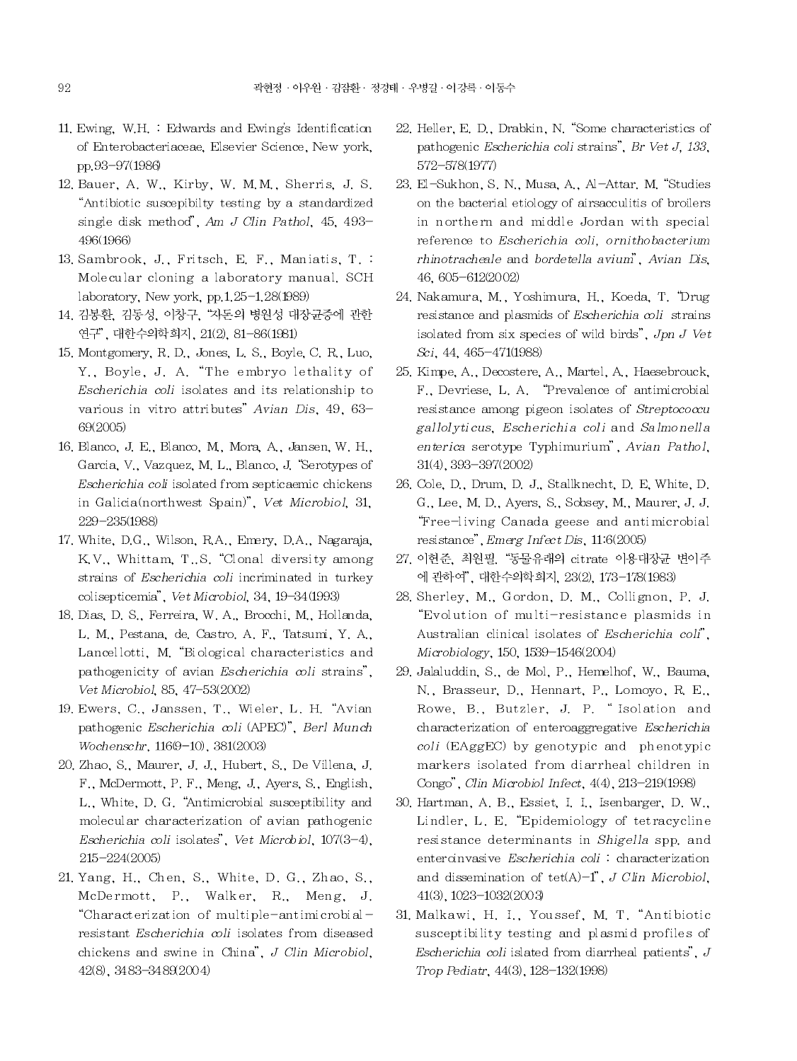11. Ewing, W.H. : Edwards and Ewing's Identification of Enterobacteriaceae, Elsevier Science, New york, pp.93-97(1986)

12. Bauer, A. W., Kirby, W. M.M., Sherris, J. S. "Antibiotic suscepibilty testing by a standardized single disk method", *Am J Clin Pathol*, 45, 493-496(1966)

13. Sambrook, J., Fritsch, E. F., Maniatis, T. : Molecular cloning a laboratory manual. SCH laboratory, New york, pp.1.25-1.28(1989)

14. 김봉환, 김동성, 이창구, "자돈의 병원성 대장균증에 관한 연구", 대한수의학회지, 21(2), 81-86(1981)

15. Montgomery, R. D., Jones, L. S., Boyle, C. R., Luo, Y., Boyle, J. A. "The embryo lethality of *Escherichia coli* isolates and its relationship to various in vitro attributes" *Avian Dis*, 49, 63-69(2005)

16. Blanco, J. E., Blanco, M., Mora, A., Jansen, W. H., Garcia, V., Vazquez, M. L., Blanco, J. "Serotypes of *Escherichia coli* isolated from septicaemic chickens in Galicia(northwest Spain)", *Vet Microbiol*, 31, 229-235(1988)

17. White, D.G., Wilson, R.A., Emery, D.A., Nagaraja, K.V., Whittam, T..S. "Clonal diversity among strains of *Escherichia coli* incriminated in turkey colisepticemia", *Vet Microbiol*, 34, 19-34(1993)

18. Dias, D. S., Ferreira, W. A., Brocchi, M., Hollanda, L. M., Pestana, de. Castro. A. F., Tatsumi, Y. A., Lancellotti, M. "Biological characteristics and pathogenicity of avian *Escherichia coli* strains", *Vet Microbiol*, 85, 47-53(2002)

19. Ewers, C., Janssen, T., Wieler, L. H. "Avian pathogenic *Escherichia coli* (APEC)", *Berl Munch Wochenschr*, 116(9-10), 381(2003)

20. Zhao, S., Maurer, J. J., Hubert, S., De Villena, J. F., McDermott, P. F., Meng, J., Ayers, S., English, L., White, D. G. "Antimicrobial susceptibility and molecular characterization of avian pathogenic *Escherichia coli* isolates", *Vet Microbiol*, 107(3-4), 215-224(2005)

21. Yang, H., Chen, S., White, D. G., Zhao, S., McDermott, P., Walker, R., Meng, J. "Characterization of multiple-antimicrobial-resistant *Escherichia coli* isolates from diseased chickens and swine in China", *J Clin Microbiol*, 42(8), 3483-3489(2004)

22. Heller, E. D., Drabkin, N. "Some characteristics of pathogenic *Escherichia coli* strains", *Br Vet J*, 133, 572-578(1977)

23. El-Sukhon, S. N., Musa, A., Al-Attar. M. "Studies on the bacterial etiology of airsacculitis of broilers in northern and middle Jordan with special reference to *Escherichia coli*, *ornithobacterium rhinotracheale* and *bordetella avium*", *Avian Dis*, 46, 605-612(2002)

24. Nakamura, M., Yoshimura, H., Koeda, T. "Drug resistance and plasmids of *Escherichia coli* strains isolated from six species of wild birds", *Jpn J Vet Sci*, 44, 465-471(1988)

25. Kimpe, A., Decostere, A., Martel, A., Haesebrouck, F., Devriese, L. A. "Prevalence of antimicrobial resistance among pigeon isolates of *Streptococcu gallolyticus*, *Escherichia coli* and *Salmonella enterica* serotype Typhimurium", *Avian Pathol*, 31(4), 393-397(2002)

26. Cole, D., Drum, D. J., Stallknecht, D. E, White, D. G., Lee, M. D., Ayers, S., Sobsey, M., Maurer, J. J. "Free-living Canada geese and antimicrobial resistance", *Emerg Infect Dis*, 11:6(2005)

27. 이현준, 최원필. "동물유래의 citrate 이용대장균 변이주에 관하여", 대한수의학회지, 23(2), 173-178(1983)

28. Sherley, M., Gordon, D. M., Collignon, P. J. "Evolution of multi-resistance plasmids in Australian clinical isolates of *Escherichia coli*", *Microbiology*, 150, 1539-1546(2004)

29. Jalaluddin, S., de Mol, P., Hemelhof, W., Bauma, N., Brasseur, D., Hennart, P., Lomoyo, R. E., Rowe, B., Butzler, J. P. " Isolation and characterization of enteroaggregative *Escherichia coli* (EAggEC) by genotypic and phenotypic markers isolated from diarrheal children in Congo", *Clin Microbiol Infect*, 4(4), 213-219(1998)

30. Hartman, A. B., Essiet, I. I., Isenbarger, D. W., Lindler, L. E. "Epidemiology of tetracycline resistance determinants in *Shigella* spp. and enteroinvasive *Escherichia coli* : characterization and dissemination of tet(A)-1", *J Clin Microbiol*, 41(3), 1023-1032(2003)

31. Malkawi, H. I., Youssef, M. T. "Antibiotic susceptibility testing and plasmid profiles of *Escherichia coli* islated from diarrheal patients", *J Trop Pediatr*, 44(3), 128-132(1998)